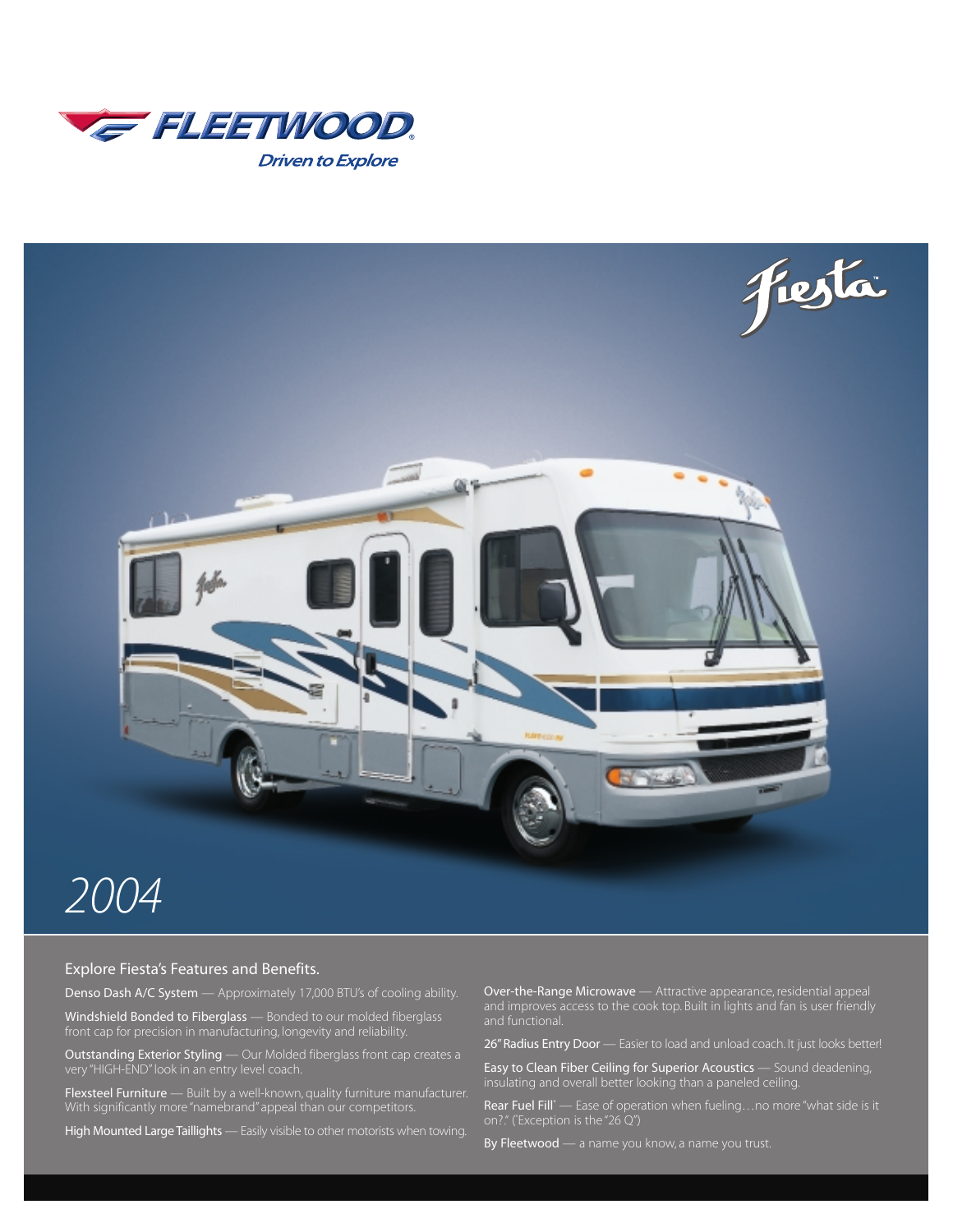# FLEETWOOD

*Driven to Explore*

Fiesta

*2004*

## Explore Fiesta's Features and Benefits.

Denso Dash A/C System — Approximately 17,000 BTU's of cooling ability.

Windshield Bonded to Fiberglass — Bonded to our molded fiberglass front cap for precision in manufacturing, longevity and reliability.

Outstanding Exterior Styling — Our Molded fiberglass front cap creates a very "HIGH-END" look in an entry level coach.

Flexsteel Furniture — Built by a well-known, quality furniture manufacturer. With significantly more "namebrand" appeal than our competitors.

High Mounted Large Taillights — Easily visible to other motorists when towing.

Over-the-Range Microwave — Attractive appearance, residential appeal and improves access to the cook top. Built in lights and fan is user friendly and functional.

26" Radius Entry Door — Easier to load and unload coach. It just looks better!

Easy to Clean Fiber Ceiling for Superior Acoustics — Sound deadening, insulating and overall better looking than a paneled ceiling.

Rear Fuel Fill* — Ease of operation when fueling…no more "what side is it on?." (*Exception is the "26 Q")

By Fleetwood — a name you know, a name you trust.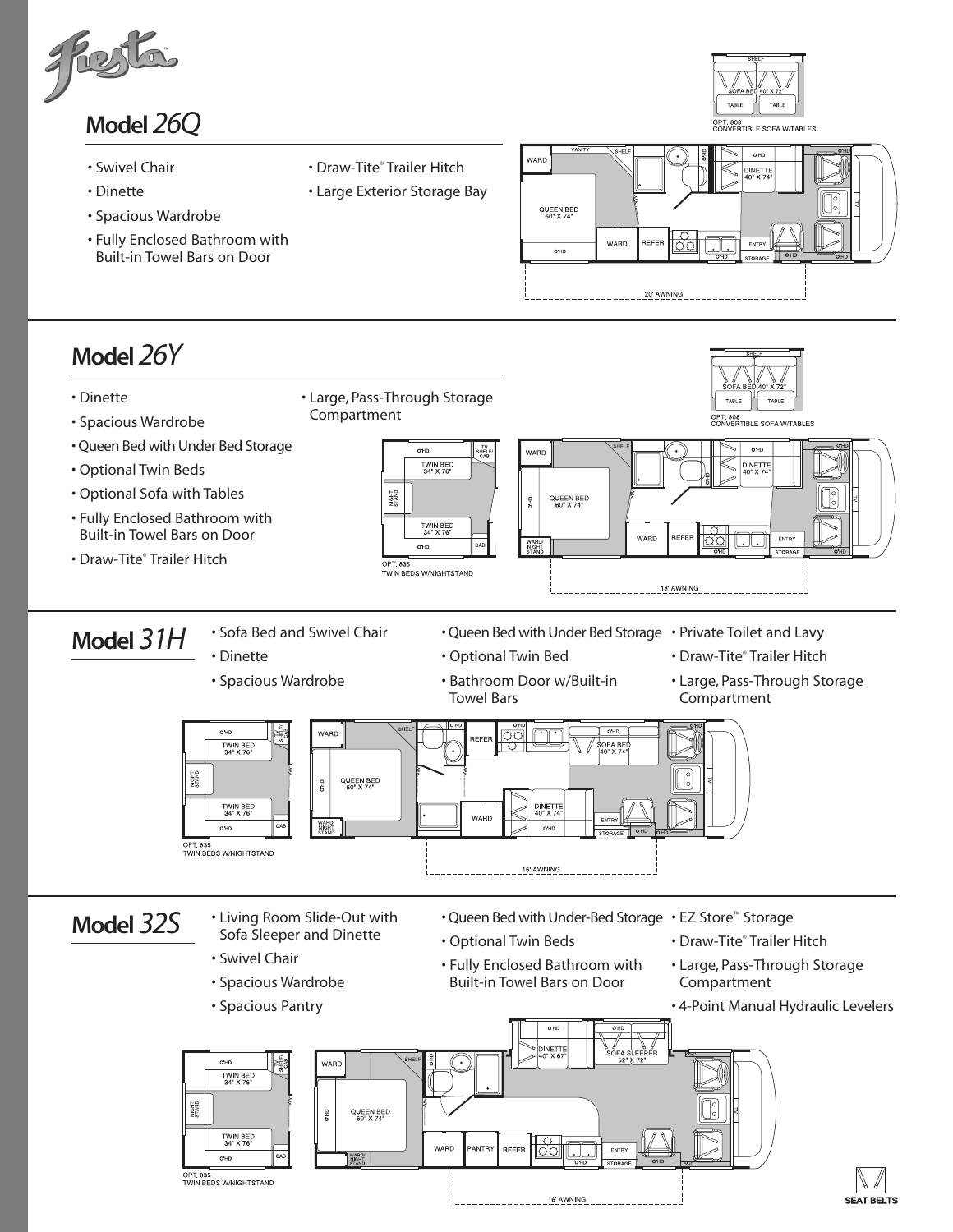Fiesta™

## Model *26Q*

- Swivel Chair
- Dinette
- Spacious Wardrobe
- Fully Enclosed Bathroom with Built-in Towel Bars on Door
- Draw-Tite® Trailer Hitch
- Large Exterior Storage Bay

OPT. 808 CONVERTIBLE SOFA W/TABLES

20' AWNING

## Model *26Y*

- Dinette
- Spacious Wardrobe
- Queen Bed with Under Bed Storage
- Optional Twin Beds
- Optional Sofa with Tables
- Fully Enclosed Bathroom with Built-in Towel Bars on Door
- Draw-Tite® Trailer Hitch
- Large, Pass-Through Storage Compartment

OPT. 835 TWIN BEDS W/NIGHTSTAND

OPT. 808 CONVERTIBLE SOFA W/TABLES

18' AWNING

## Model *31H*

- Sofa Bed and Swivel Chair
- Dinette
- Spacious Wardrobe
- Queen Bed with Under Bed Storage
- Optional Twin Bed
- Bathroom Door w/Built-in Towel Bars
- Private Toilet and Lavy
- Draw-Tite® Trailer Hitch
- Large, Pass-Through Storage Compartment

OPT. 835 TWIN BEDS W/NIGHTSTAND

16' AWNING

## Model *32S*

- Living Room Slide-Out with Sofa Sleeper and Dinette
- Swivel Chair
- Spacious Wardrobe
- Spacious Pantry
- Queen Bed with Under-Bed Storage
- Optional Twin Beds
- Fully Enclosed Bathroom with Built-in Towel Bars on Door
- EZ Store™ Storage
- Draw-Tite® Trailer Hitch
- Large, Pass-Through Storage Compartment
- 4-Point Manual Hydraulic Levelers

OPT. 835 TWIN BEDS W/NIGHTSTAND

16' AWNING

SEAT BELTS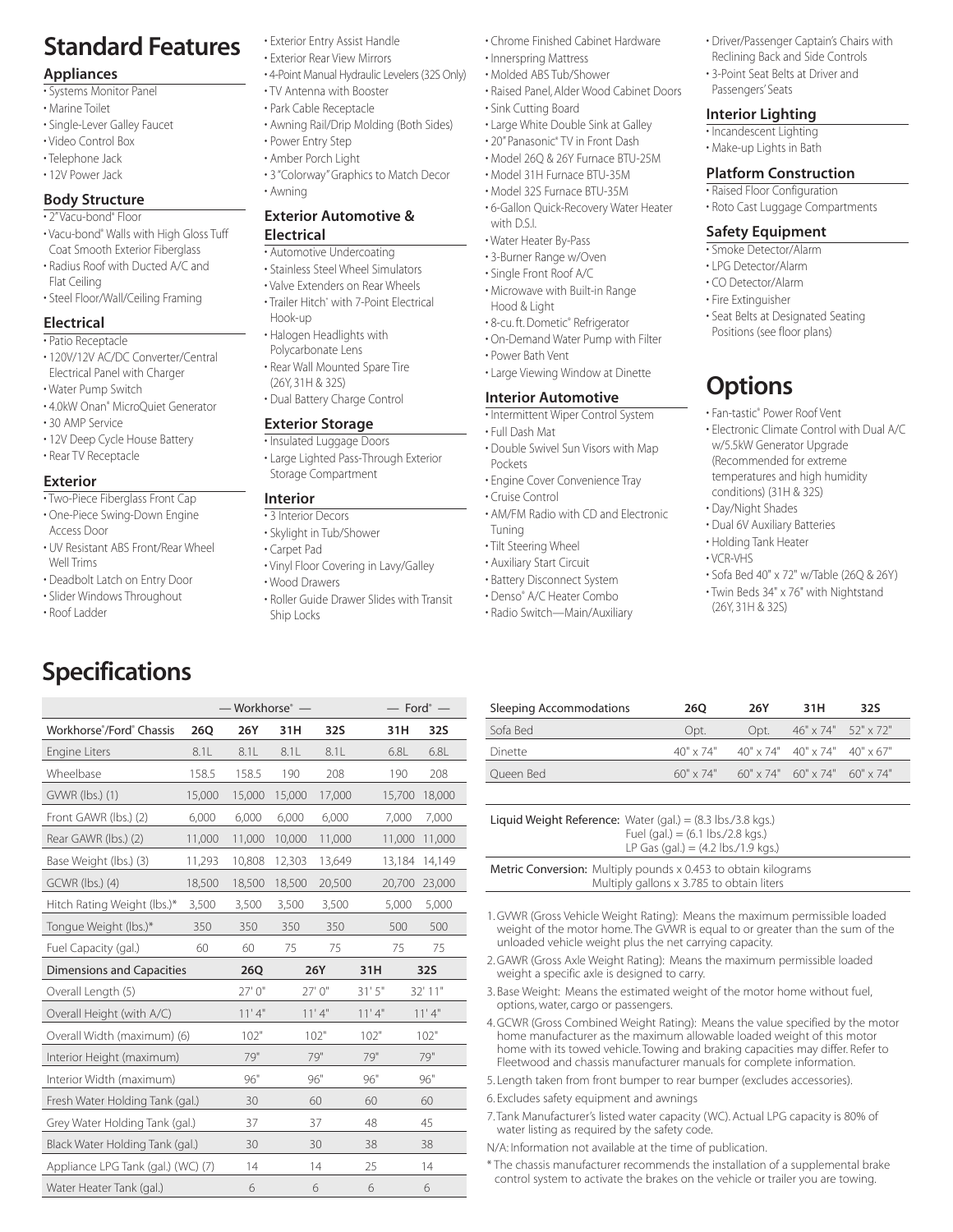# Standard Features

### Appliances
- Systems Monitor Panel
- Marine Toilet
- Single-Lever Galley Faucet
- Video Control Box
- Telephone Jack
- 12V Power Jack

### Body Structure
- 2" Vacu-bond® Floor
- Vacu-bond® Walls with High Gloss Tuff Coat Smooth Exterior Fiberglass
- Radius Roof with Ducted A/C and Flat Ceiling
- Steel Floor/Wall/Ceiling Framing

### Electrical
- Patio Receptacle
- 120V/12V AC/DC Converter/Central Electrical Panel with Charger
- Water Pump Switch
- 4.0kW Onan® MicroQuiet Generator
- 30 AMP Service
- 12V Deep Cycle House Battery
- Rear TV Receptacle

### Exterior
- Two-Piece Fiberglass Front Cap
- One-Piece Swing-Down Engine Access Door
- UV Resistant ABS Front/Rear Wheel Well Trims
- Deadbolt Latch on Entry Door
- Slider Windows Throughout
- Roof Ladder
- Exterior Entry Assist Handle
- Exterior Rear View Mirrors
- 4-Point Manual Hydraulic Levelers (32S Only)
- TV Antenna with Booster
- Park Cable Receptacle
- Awning Rail/Drip Molding (Both Sides)
- Power Entry Step
- Amber Porch Light
- 3 "Colorway" Graphics to Match Decor
- Awning

### Exterior Automotive & Electrical
- Automotive Undercoating
- Stainless Steel Wheel Simulators
- Valve Extenders on Rear Wheels
- Trailer Hitch* with 7-Point Electrical Hook-up
- Halogen Headlights with Polycarbonate Lens
- Rear Wall Mounted Spare Tire (26Y, 31H & 32S)
- Dual Battery Charge Control

### Exterior Storage
- Insulated Luggage Doors
- Large Lighted Pass-Through Exterior Storage Compartment

### Interior
- 3 Interior Decors
- Skylight in Tub/Shower
- Carpet Pad
- Vinyl Floor Covering in Lavy/Galley
- Wood Drawers
- Roller Guide Drawer Slides with Transit Ship Locks
- Chrome Finished Cabinet Hardware
- Innerspring Mattress
- Molded ABS Tub/Shower
- Raised Panel, Alder Wood Cabinet Doors
- Sink Cutting Board
- Large White Double Sink at Galley
- 20" Panasonic® TV in Front Dash
- Model 26Q & 26Y Furnace BTU-25M
- Model 31H Furnace BTU-35M
- Model 32S Furnace BTU-35M
- 6-Gallon Quick-Recovery Water Heater with D.S.I.
- Water Heater By-Pass
- 3-Burner Range w/Oven
- Single Front Roof A/C
- Microwave with Built-in Range Hood & Light
- 8-cu. ft. Dometic® Refrigerator
- On-Demand Water Pump with Filter
- Power Bath Vent
- Large Viewing Window at Dinette

### Interior Automotive
- Intermittent Wiper Control System
- Full Dash Mat
- Double Swivel Sun Visors with Map Pockets
- Engine Cover Convenience Tray
- Cruise Control
- AM/FM Radio with CD and Electronic Tuning
- Tilt Steering Wheel
- Auxiliary Start Circuit
- Battery Disconnect System
- Denso® A/C Heater Combo
- Radio Switch—Main/Auxiliary
- Driver/Passenger Captain's Chairs with Reclining Back and Side Controls
- 3-Point Seat Belts at Driver and Passengers' Seats

### Interior Lighting
- Incandescent Lighting
- Make-up Lights in Bath

### Platform Construction
- Raised Floor Configuration
- Roto Cast Luggage Compartments

### Safety Equipment
- Smoke Detector/Alarm
- LPG Detector/Alarm
- CO Detector/Alarm
- Fire Extinguisher
- Seat Belts at Designated Seating Positions (see floor plans)

# Options

- Fan-tastic® Power Roof Vent
- Electronic Climate Control with Dual A/C w/5.5kW Generator Upgrade (Recommended for extreme temperatures and high humidity conditions) (31H & 32S)
- Day/Night Shades
- Dual 6V Auxiliary Batteries
- Holding Tank Heater
- VCR-VHS
- Sofa Bed 40" x 72" w/Table (26Q & 26Y)
- Twin Beds 34" x 76" with Nightstand (26Y, 31H & 32S)

# Specifications

| | — Workhorse® — | | | | — Ford® — | |
|---|---|---|---|---|---|---|
| Workhorse®/Ford® Chassis | 26Q | 26Y | 31H | 32S | 31H | 32S |
| Engine Liters | 8.1L | 8.1L | 8.1L | 8.1L | 6.8L | 6.8L |
| Wheelbase | 158.5 | 158.5 | 190 | 208 | 190 | 208 |
| GVWR (lbs.) (1) | 15,000 | 15,000 | 15,000 | 17,000 | 15,700 | 18,000 |
| Front GAWR (lbs.) (2) | 6,000 | 6,000 | 6,000 | 6,000 | 7,000 | 7,000 |
| Rear GAWR (lbs.) (2) | 11,000 | 11,000 | 10,000 | 11,000 | 11,000 | 11,000 |
| Base Weight (lbs.) (3) | 11,293 | 10,808 | 12,303 | 13,649 | 13,184 | 14,149 |
| GCWR (lbs.) (4) | 18,500 | 18,500 | 18,500 | 20,500 | 20,700 | 23,000 |
| Hitch Rating Weight (lbs.)* | 3,500 | 3,500 | 3,500 | 3,500 | 5,000 | 5,000 |
| Tongue Weight (lbs.)* | 350 | 350 | 350 | 350 | 500 | 500 |
| Fuel Capacity (gal.) | 60 | 60 | 75 | 75 | 75 | 75 |

| Dimensions and Capacities | 26Q | 26Y | 31H | 32S |
|---|---|---|---|---|
| Overall Length (5) | 27' 0" | 27' 0" | 31' 5" | 32' 11" |
| Overall Height (with A/C) | 11' 4" | 11' 4" | 11' 4" | 11' 4" |
| Overall Width (maximum) (6) | 102" | 102" | 102" | 102" |
| Interior Height (maximum) | 79" | 79" | 79" | 79" |
| Interior Width (maximum) | 96" | 96" | 96" | 96" |
| Fresh Water Holding Tank (gal.) | 30 | 60 | 60 | 60 |
| Grey Water Holding Tank (gal.) | 37 | 37 | 48 | 45 |
| Black Water Holding Tank (gal.) | 30 | 30 | 38 | 38 |
| Appliance LPG Tank (gal.) (WC) (7) | 14 | 14 | 25 | 14 |
| Water Heater Tank (gal.) | 6 | 6 | 6 | 6 |

| Sleeping Accommodations | 26Q | 26Y | 31H | 32S |
|---|---|---|---|---|
| Sofa Bed | Opt. | Opt. | 46" x 74" | 52" x 72" |
| Dinette | 40" x 74" | 40" x 74" | 40" x 74" | 40" x 67" |
| Queen Bed | 60" x 74" | 60" x 74" | 60" x 74" | 60" x 74" |

**Liquid Weight Reference:** Water (gal.) = (8.3 lbs./3.8 kgs.)
Fuel (gal.) = (6.1 lbs./2.8 kgs.)
LP Gas (gal.) = (4.2 lbs./1.9 kgs.)

**Metric Conversion:** Multiply pounds x 0.453 to obtain kilograms
Multiply gallons x 3.785 to obtain liters

1. GVWR (Gross Vehicle Weight Rating): Means the maximum permissible loaded weight of the motor home. The GVWR is equal to or greater than the sum of the unloaded vehicle weight plus the net carrying capacity.
2. GAWR (Gross Axle Weight Rating): Means the maximum permissible loaded weight a specific axle is designed to carry.
3. Base Weight: Means the estimated weight of the motor home without fuel, options, water, cargo or passengers.
4. GCWR (Gross Combined Weight Rating): Means the value specified by the motor home manufacturer as the maximum allowable loaded weight of this motor home with its towed vehicle. Towing and braking capacities may differ. Refer to Fleetwood and chassis manufacturer manuals for complete information.
5. Length taken from front bumper to rear bumper (excludes accessories).
6. Excludes safety equipment and awnings
7. Tank Manufacturer's listed water capacity (WC). Actual LPG capacity is 80% of water listing as required by the safety code.

N/A: Information not available at the time of publication.

\* The chassis manufacturer recommends the installation of a supplemental brake control system to activate the brakes on the vehicle or trailer you are towing.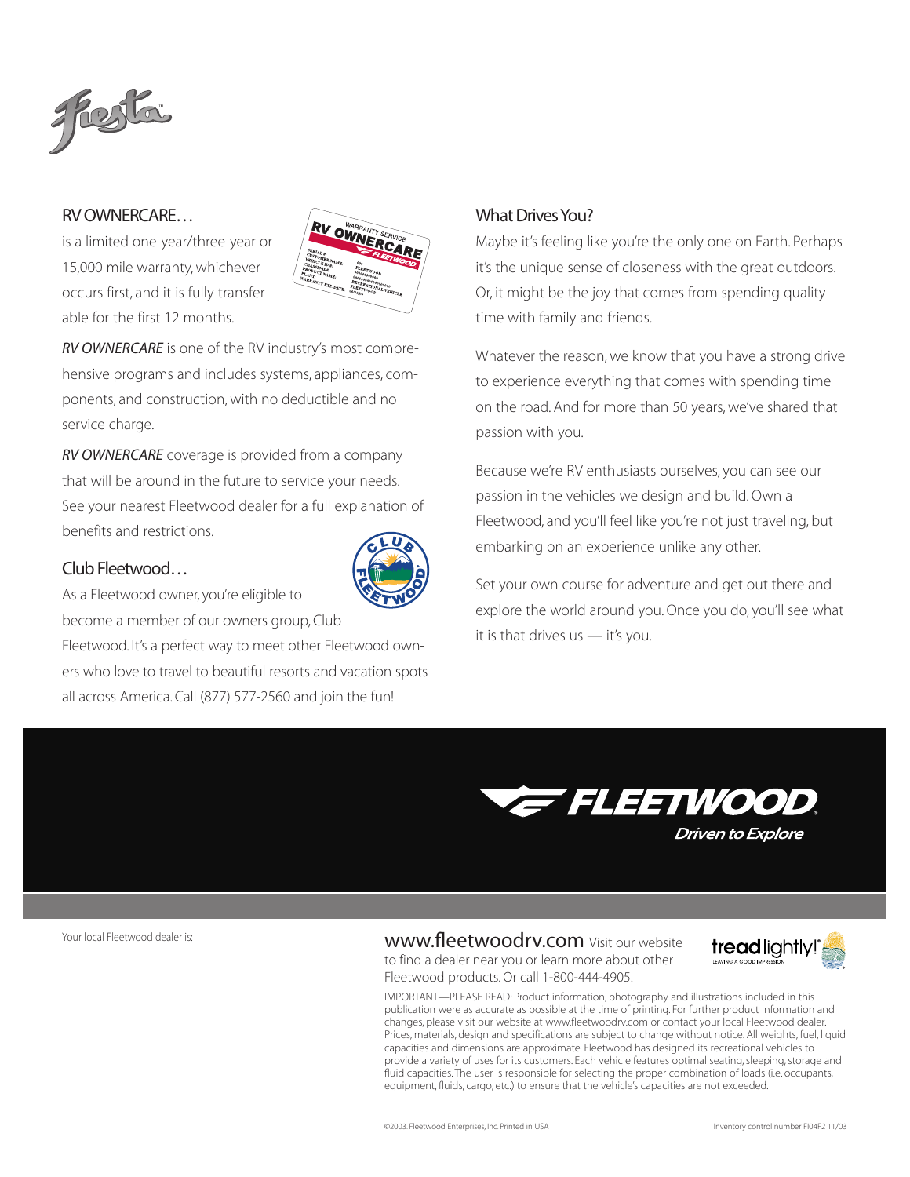Fiesta™

## RV OWNERCARE…

is a limited one-year/three-year or 15,000 mile warranty, whichever occurs first, and it is fully transferable for the first 12 months.

*RV OWNERCARE* is one of the RV industry's most comprehensive programs and includes systems, appliances, components, and construction, with no deductible and no service charge.

*RV OWNERCARE* coverage is provided from a company that will be around in the future to service your needs. See your nearest Fleetwood dealer for a full explanation of benefits and restrictions.

## Club Fleetwood…

As a Fleetwood owner, you're eligible to become a member of our owners group, Club Fleetwood. It's a perfect way to meet other Fleetwood owners who love to travel to beautiful resorts and vacation spots all across America. Call (877) 577-2560 and join the fun!

## What Drives You?

Maybe it's feeling like you're the only one on Earth. Perhaps it's the unique sense of closeness with the great outdoors. Or, it might be the joy that comes from spending quality time with family and friends.

Whatever the reason, we know that you have a strong drive to experience everything that comes with spending time on the road. And for more than 50 years, we've shared that passion with you.

Because we're RV enthusiasts ourselves, you can see our passion in the vehicles we design and build. Own a Fleetwood, and you'll feel like you're not just traveling, but embarking on an experience unlike any other.

Set your own course for adventure and get out there and explore the world around you. Once you do, you'll see what it is that drives us — it's you.

FLEETWOOD®

*Driven to Explore*

Your local Fleetwood dealer is:

**www.fleetwoodrv.com** Visit our website to find a dealer near you or learn more about other Fleetwood products. Or call 1-800-444-4905.

tread lightly!® LEAVING A GOOD IMPRESSION

IMPORTANT—PLEASE READ: Product information, photography and illustrations included in this publication were as accurate as possible at the time of printing. For further product information and changes, please visit our website at www.fleetwoodrv.com or contact your local Fleetwood dealer. Prices, materials, design and specifications are subject to change without notice. All weights, fuel, liquid capacities and dimensions are approximate. Fleetwood has designed its recreational vehicles to provide a variety of uses for its customers. Each vehicle features optimal seating, sleeping, storage and fluid capacities. The user is responsible for selecting the proper combination of loads (i.e. occupants, equipment, fluids, cargo, etc.) to ensure that the vehicle's capacities are not exceeded.

©2003. Fleetwood Enterprises, Inc. Printed in USA

Inventory control number FI04F2 11/03